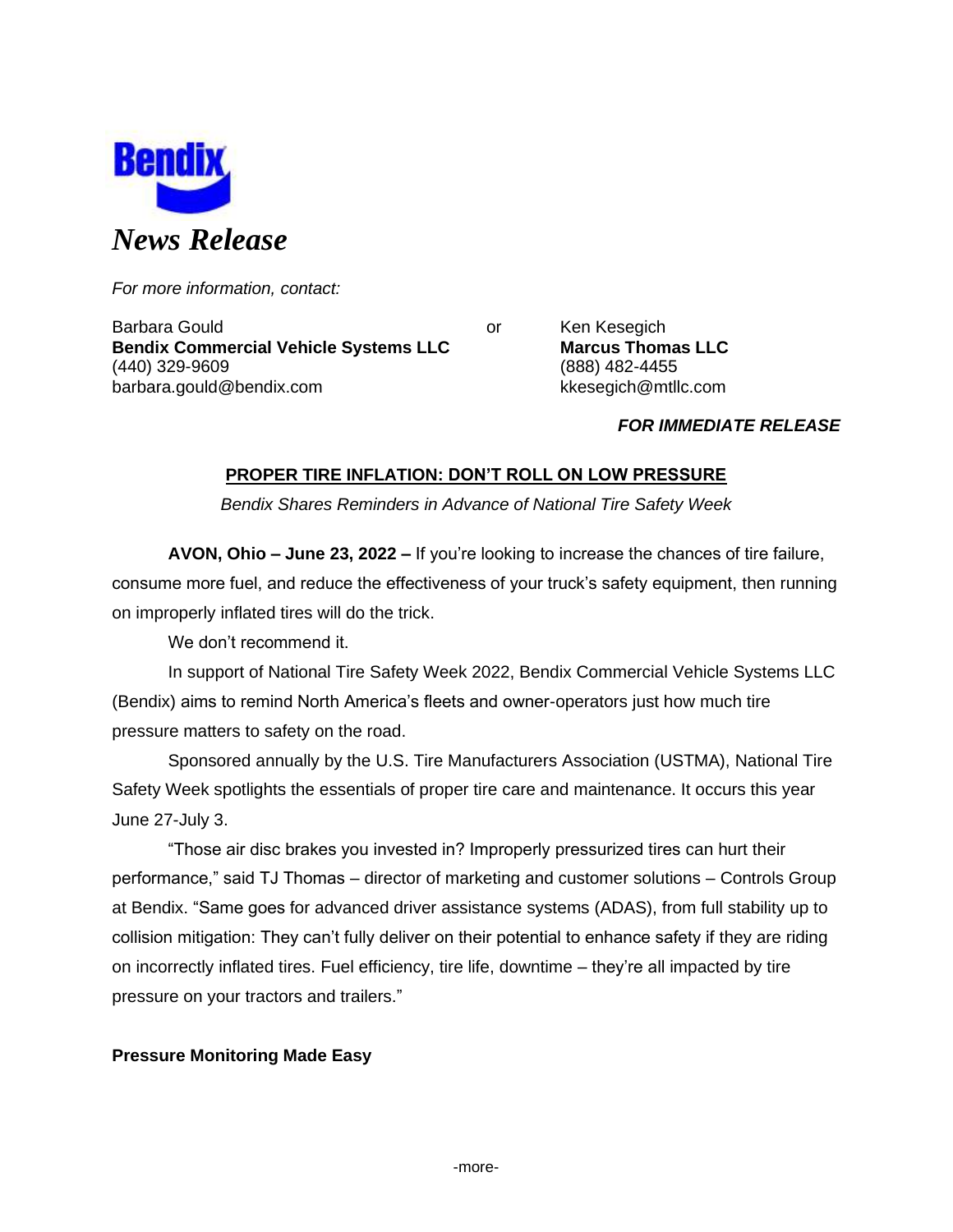Bendix

# *News Release*

*For more information, contact:*

Barbara Gould
**Bendix Commercial Vehicle Systems LLC**
(440) 329-9609
barbara.gould@bendix.com

or

Ken Kesegich
**Marcus Thomas LLC**
(888) 482-4455
kkesegich@mtllc.com

***FOR IMMEDIATE RELEASE***

## PROPER TIRE INFLATION: DON'T ROLL ON LOW PRESSURE

*Bendix Shares Reminders in Advance of National Tire Safety Week*

**AVON, Ohio – June 23, 2022 –** If you're looking to increase the chances of tire failure, consume more fuel, and reduce the effectiveness of your truck's safety equipment, then running on improperly inflated tires will do the trick.

We don't recommend it.

In support of National Tire Safety Week 2022, Bendix Commercial Vehicle Systems LLC (Bendix) aims to remind North America's fleets and owner-operators just how much tire pressure matters to safety on the road.

Sponsored annually by the U.S. Tire Manufacturers Association (USTMA), National Tire Safety Week spotlights the essentials of proper tire care and maintenance. It occurs this year June 27-July 3.

"Those air disc brakes you invested in? Improperly pressurized tires can hurt their performance," said TJ Thomas – director of marketing and customer solutions – Controls Group at Bendix. "Same goes for advanced driver assistance systems (ADAS), from full stability up to collision mitigation: They can't fully deliver on their potential to enhance safety if they are riding on incorrectly inflated tires. Fuel efficiency, tire life, downtime – they're all impacted by tire pressure on your tractors and trailers."

**Pressure Monitoring Made Easy**

-more-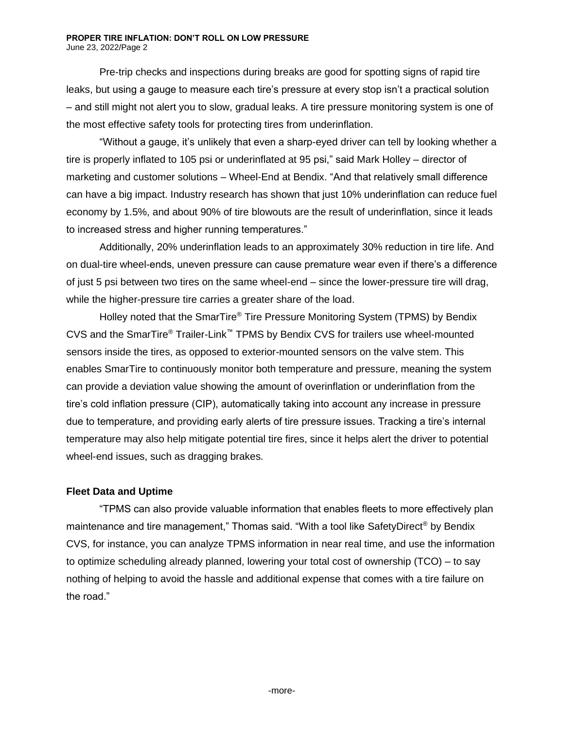Pre-trip checks and inspections during breaks are good for spotting signs of rapid tire leaks, but using a gauge to measure each tire's pressure at every stop isn't a practical solution – and still might not alert you to slow, gradual leaks. A tire pressure monitoring system is one of the most effective safety tools for protecting tires from underinflation.

"Without a gauge, it's unlikely that even a sharp-eyed driver can tell by looking whether a tire is properly inflated to 105 psi or underinflated at 95 psi," said Mark Holley – director of marketing and customer solutions – Wheel-End at Bendix. "And that relatively small difference can have a big impact. Industry research has shown that just 10% underinflation can reduce fuel economy by 1.5%, and about 90% of tire blowouts are the result of underinflation, since it leads to increased stress and higher running temperatures."

Additionally, 20% underinflation leads to an approximately 30% reduction in tire life. And on dual-tire wheel-ends, uneven pressure can cause premature wear even if there's a difference of just 5 psi between two tires on the same wheel-end – since the lower-pressure tire will drag, while the higher-pressure tire carries a greater share of the load.

Holley noted that the SmarTire® Tire Pressure Monitoring System (TPMS) by Bendix CVS and the SmarTire® Trailer-Link™ TPMS by Bendix CVS for trailers use wheel-mounted sensors inside the tires, as opposed to exterior-mounted sensors on the valve stem. This enables SmarTire to continuously monitor both temperature and pressure, meaning the system can provide a deviation value showing the amount of overinflation or underinflation from the tire's cold inflation pressure (CIP), automatically taking into account any increase in pressure due to temperature, and providing early alerts of tire pressure issues. Tracking a tire's internal temperature may also help mitigate potential tire fires, since it helps alert the driver to potential wheel-end issues, such as dragging brakes.

**Fleet Data and Uptime**

"TPMS can also provide valuable information that enables fleets to more effectively plan maintenance and tire management," Thomas said. "With a tool like SafetyDirect® by Bendix CVS, for instance, you can analyze TPMS information in near real time, and use the information to optimize scheduling already planned, lowering your total cost of ownership (TCO) – to say nothing of helping to avoid the hassle and additional expense that comes with a tire failure on the road."

-more-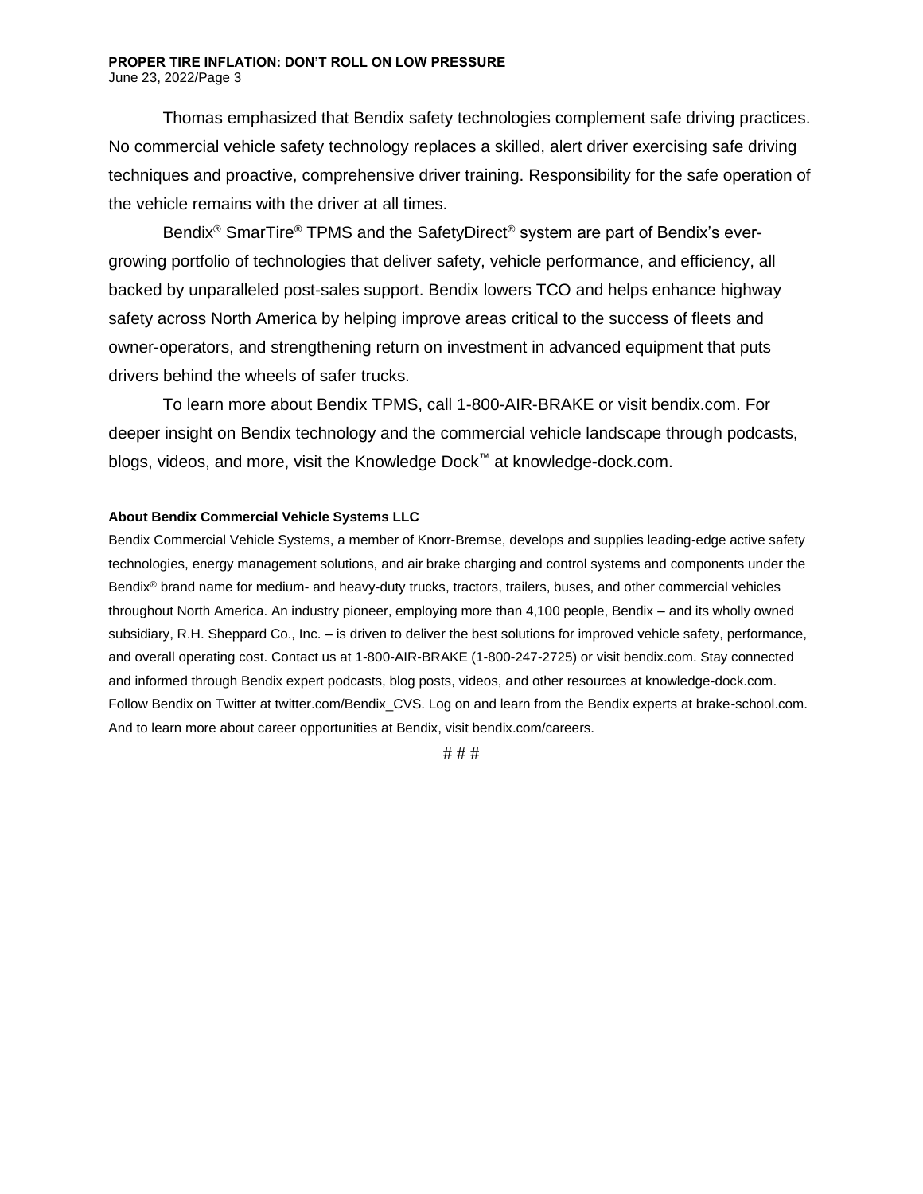Thomas emphasized that Bendix safety technologies complement safe driving practices. No commercial vehicle safety technology replaces a skilled, alert driver exercising safe driving techniques and proactive, comprehensive driver training. Responsibility for the safe operation of the vehicle remains with the driver at all times.

Bendix® SmarTire® TPMS and the SafetyDirect® system are part of Bendix's ever-growing portfolio of technologies that deliver safety, vehicle performance, and efficiency, all backed by unparalleled post-sales support. Bendix lowers TCO and helps enhance highway safety across North America by helping improve areas critical to the success of fleets and owner-operators, and strengthening return on investment in advanced equipment that puts drivers behind the wheels of safer trucks.

To learn more about Bendix TPMS, call 1-800-AIR-BRAKE or visit bendix.com. For deeper insight on Bendix technology and the commercial vehicle landscape through podcasts, blogs, videos, and more, visit the Knowledge Dock™ at knowledge-dock.com.

**About Bendix Commercial Vehicle Systems LLC**

Bendix Commercial Vehicle Systems, a member of Knorr-Bremse, develops and supplies leading-edge active safety technologies, energy management solutions, and air brake charging and control systems and components under the Bendix® brand name for medium- and heavy-duty trucks, tractors, trailers, buses, and other commercial vehicles throughout North America. An industry pioneer, employing more than 4,100 people, Bendix – and its wholly owned subsidiary, R.H. Sheppard Co., Inc. – is driven to deliver the best solutions for improved vehicle safety, performance, and overall operating cost. Contact us at 1-800-AIR-BRAKE (1-800-247-2725) or visit bendix.com. Stay connected and informed through Bendix expert podcasts, blog posts, videos, and other resources at knowledge-dock.com. Follow Bendix on Twitter at twitter.com/Bendix_CVS. Log on and learn from the Bendix experts at brake-school.com. And to learn more about career opportunities at Bendix, visit bendix.com/careers.

# # #